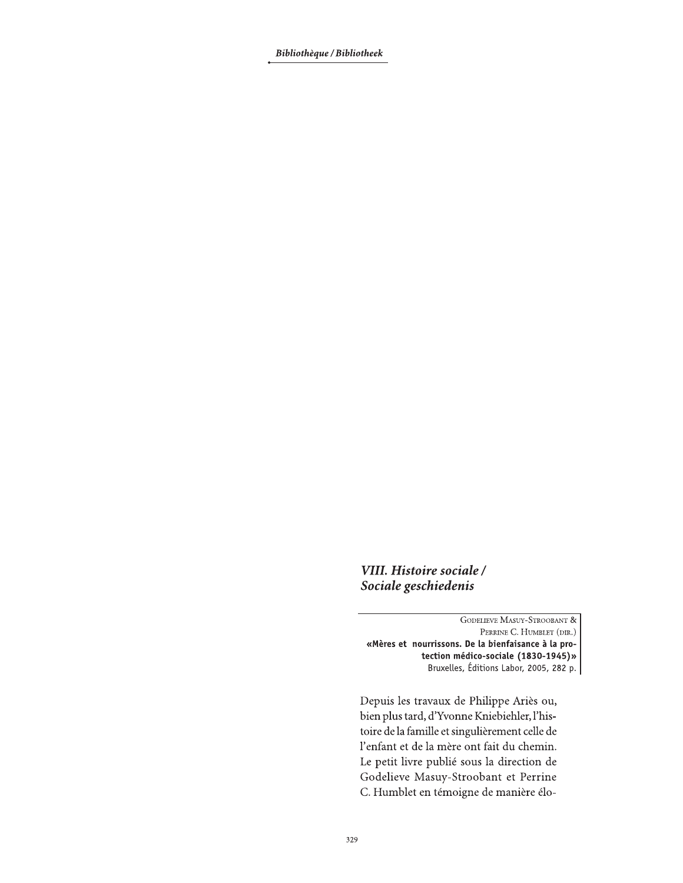## *VIII. Histoire sociale / Sociale geschiedenis*

Godelieve Masuy-Stroobant &
Perrine C. Humblet (dir.)
**«Mères et nourrissons. De la bienfaisance à la protection médico-sociale (1830-1945)»**
Bruxelles, Éditions Labor, 2005, 282 p.

Depuis les travaux de Philippe Ariès ou, bien plus tard, d'Yvonne Kniebiehler, l'histoire de la famille et singulièrement celle de l'enfant et de la mère ont fait du chemin. Le petit livre publié sous la direction de Godelieve Masuy-Stroobant et Perrine C. Humblet en témoigne de manière élo-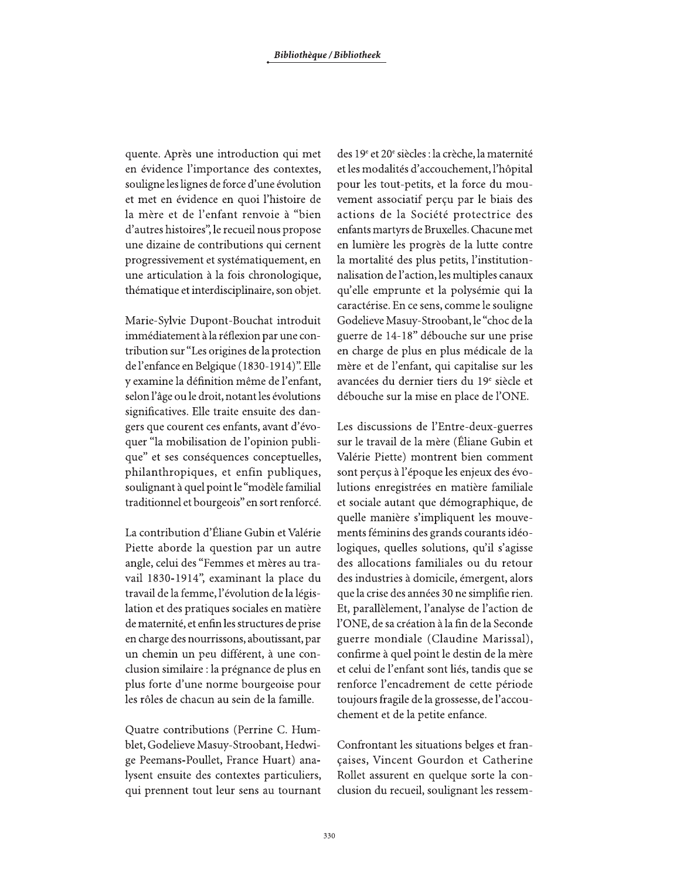quente. Après une introduction qui met en évidence l'importance des contextes, souligne les lignes de force d'une évolution et met en évidence en quoi l'histoire de la mère et de l'enfant renvoie à "bien d'autres histoires", le recueil nous propose une dizaine de contributions qui cernent progressivement et systématiquement, en une articulation à la fois chronologique, thématique et interdisciplinaire, son objet.

Marie-Sylvie Dupont-Bouchat introduit immédiatement à la réflexion par une contribution sur "Les origines de la protection de l'enfance en Belgique (1830-1914)". Elle y examine la définition même de l'enfant, selon l'âge ou le droit, notant les évolutions significatives. Elle traite ensuite des dangers que courent ces enfants, avant d'évoquer "la mobilisation de l'opinion publique" et ses conséquences conceptuelles, philanthropiques, et enfin publiques, soulignant à quel point le "modèle familial traditionnel et bourgeois" en sort renforcé.

La contribution d'Éliane Gubin et Valérie Piette aborde la question par un autre angle, celui des "Femmes et mères au travail 1830-1914", examinant la place du travail de la femme, l'évolution de la législation et des pratiques sociales en matière de maternité, et enfin les structures de prise en charge des nourrissons, aboutissant, par un chemin un peu différent, à une conclusion similaire : la prégnance de plus en plus forte d'une norme bourgeoise pour les rôles de chacun au sein de la famille.

Quatre contributions (Perrine C. Humblet, Godelieve Masuy-Stroobant, Hedwige Peemans-Poullet, France Huart) analysent ensuite des contextes particuliers, qui prennent tout leur sens au tournant des 19e et 20e siècles : la crèche, la maternité et les modalités d'accouchement, l'hôpital pour les tout-petits, et la force du mouvement associatif perçu par le biais des actions de la Société protectrice des enfants martyrs de Bruxelles. Chacune met en lumière les progrès de la lutte contre la mortalité des plus petits, l'institutionnalisation de l'action, les multiples canaux qu'elle emprunte et la polysémie qui la caractérise. En ce sens, comme le souligne Godelieve Masuy-Stroobant, le "choc de la guerre de 14-18" débouche sur une prise en charge de plus en plus médicale de la mère et de l'enfant, qui capitalise sur les avancées du dernier tiers du 19e siècle et débouche sur la mise en place de l'ONE.

Les discussions de l'Entre-deux-guerres sur le travail de la mère (Éliane Gubin et Valérie Piette) montrent bien comment sont perçus à l'époque les enjeux des évolutions enregistrées en matière familiale et sociale autant que démographique, de quelle manière s'impliquent les mouvements féminins des grands courants idéologiques, quelles solutions, qu'il s'agisse des allocations familiales ou du retour des industries à domicile, émergent, alors que la crise des années 30 ne simplifie rien. Et, parallèlement, l'analyse de l'action de l'ONE, de sa création à la fin de la Seconde guerre mondiale (Claudine Marissal), confirme à quel point le destin de la mère et celui de l'enfant sont liés, tandis que se renforce l'encadrement de cette période toujours fragile de la grossesse, de l'accouchement et de la petite enfance.

Confrontant les situations belges et françaises, Vincent Gourdon et Catherine Rollet assurent en quelque sorte la conclusion du recueil, soulignant les ressem-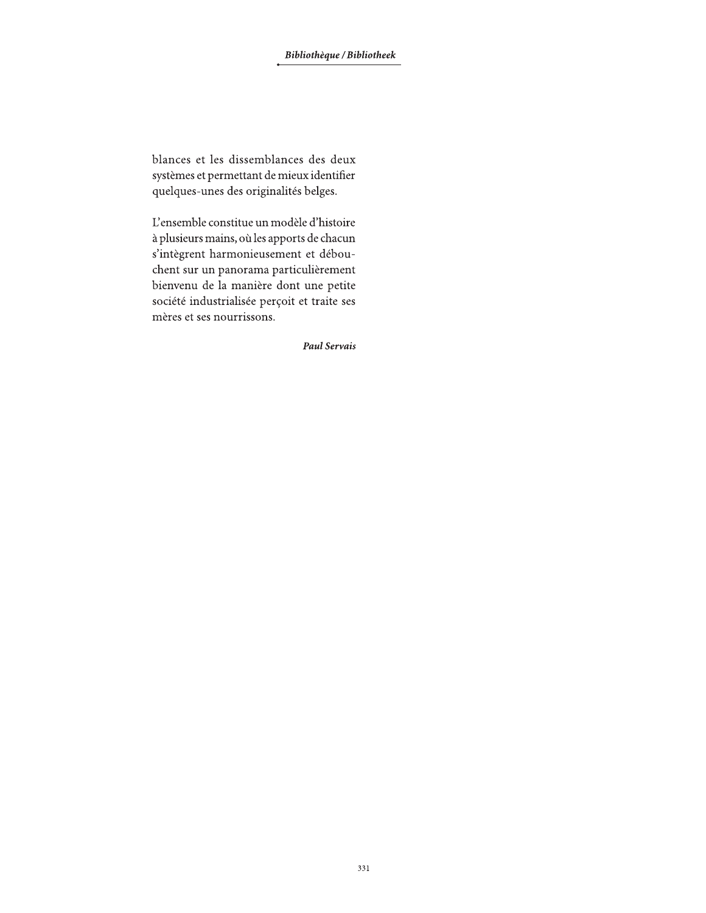blances et les dissemblances des deux systèmes et permettant de mieux identifier quelques-unes des originalités belges.

L'ensemble constitue un modèle d'histoire à plusieurs mains, où les apports de chacun s'intègrent harmonieusement et débouchent sur un panorama particulièrement bienvenu de la manière dont une petite société industrialisée perçoit et traite ses mères et ses nourrissons.

***Paul Servais***